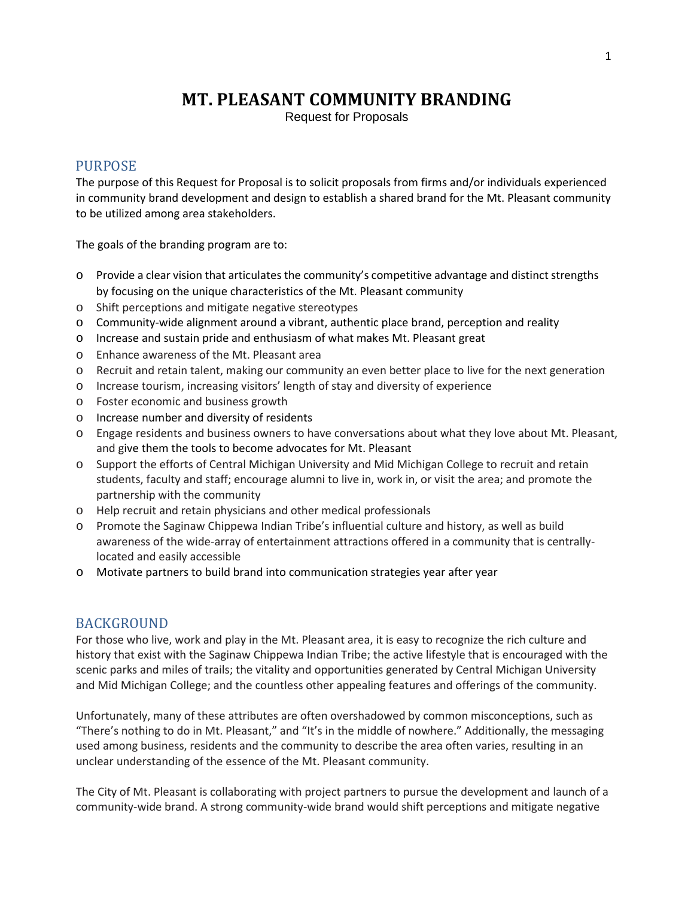# MT. PLEASANT COMMUNITY BRANDING

Request for Proposals

## PURPOSE

The purpose of this Request for Proposal is to solicit proposals from firms and/or individuals experienced in community brand development and design to establish a shared brand for the Mt. Pleasant community to be utilized among area stakeholders.

The goals of the branding program are to:

- Provide a clear vision that articulates the community's competitive advantage and distinct strengths by focusing on the unique characteristics of the Mt. Pleasant community
- Shift perceptions and mitigate negative stereotypes
- Community-wide alignment around a vibrant, authentic place brand, perception and reality
- Increase and sustain pride and enthusiasm of what makes Mt. Pleasant great
- Enhance awareness of the Mt. Pleasant area
- Recruit and retain talent, making our community an even better place to live for the next generation
- Increase tourism, increasing visitors' length of stay and diversity of experience
- Foster economic and business growth
- Increase number and diversity of residents
- Engage residents and business owners to have conversations about what they love about Mt. Pleasant, and give them the tools to become advocates for Mt. Pleasant
- Support the efforts of Central Michigan University and Mid Michigan College to recruit and retain students, faculty and staff; encourage alumni to live in, work in, or visit the area; and promote the partnership with the community
- Help recruit and retain physicians and other medical professionals
- Promote the Saginaw Chippewa Indian Tribe's influential culture and history, as well as build awareness of the wide-array of entertainment attractions offered in a community that is centrally-located and easily accessible
- Motivate partners to build brand into communication strategies year after year

## BACKGROUND

For those who live, work and play in the Mt. Pleasant area, it is easy to recognize the rich culture and history that exist with the Saginaw Chippewa Indian Tribe; the active lifestyle that is encouraged with the scenic parks and miles of trails; the vitality and opportunities generated by Central Michigan University and Mid Michigan College; and the countless other appealing features and offerings of the community.

Unfortunately, many of these attributes are often overshadowed by common misconceptions, such as "There's nothing to do in Mt. Pleasant," and "It's in the middle of nowhere." Additionally, the messaging used among business, residents and the community to describe the area often varies, resulting in an unclear understanding of the essence of the Mt. Pleasant community.

The City of Mt. Pleasant is collaborating with project partners to pursue the development and launch of a community-wide brand. A strong community-wide brand would shift perceptions and mitigate negative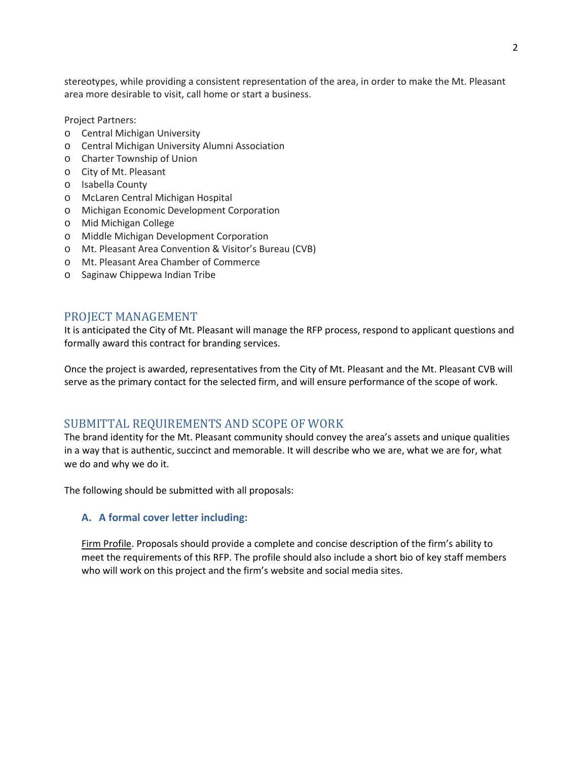stereotypes, while providing a consistent representation of the area, in order to make the Mt. Pleasant area more desirable to visit, call home or start a business.

Project Partners:

- Central Michigan University
- Central Michigan University Alumni Association
- Charter Township of Union
- City of Mt. Pleasant
- Isabella County
- McLaren Central Michigan Hospital
- Michigan Economic Development Corporation
- Mid Michigan College
- Middle Michigan Development Corporation
- Mt. Pleasant Area Convention & Visitor's Bureau (CVB)
- Mt. Pleasant Area Chamber of Commerce
- Saginaw Chippewa Indian Tribe

## PROJECT MANAGEMENT

It is anticipated the City of Mt. Pleasant will manage the RFP process, respond to applicant questions and formally award this contract for branding services.

Once the project is awarded, representatives from the City of Mt. Pleasant and the Mt. Pleasant CVB will serve as the primary contact for the selected firm, and will ensure performance of the scope of work.

## SUBMITTAL REQUIREMENTS AND SCOPE OF WORK

The brand identity for the Mt. Pleasant community should convey the area's assets and unique qualities in a way that is authentic, succinct and memorable. It will describe who we are, what we are for, what we do and why we do it.

The following should be submitted with all proposals:

### A. A formal cover letter including:

Firm Profile. Proposals should provide a complete and concise description of the firm's ability to meet the requirements of this RFP. The profile should also include a short bio of key staff members who will work on this project and the firm's website and social media sites.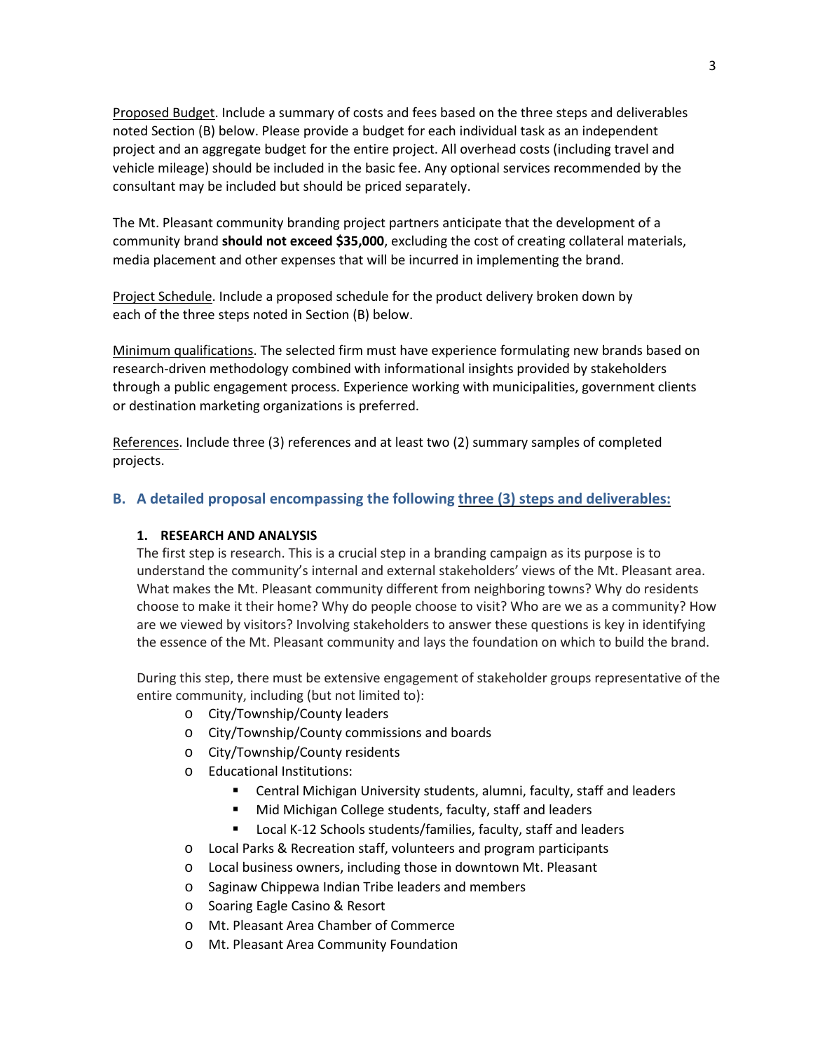Proposed Budget. Include a summary of costs and fees based on the three steps and deliverables noted Section (B) below. Please provide a budget for each individual task as an independent project and an aggregate budget for the entire project. All overhead costs (including travel and vehicle mileage) should be included in the basic fee. Any optional services recommended by the consultant may be included but should be priced separately.

The Mt. Pleasant community branding project partners anticipate that the development of a community brand **should not exceed $35,000**, excluding the cost of creating collateral materials, media placement and other expenses that will be incurred in implementing the brand.

Project Schedule. Include a proposed schedule for the product delivery broken down by each of the three steps noted in Section (B) below.

Minimum qualifications. The selected firm must have experience formulating new brands based on research-driven methodology combined with informational insights provided by stakeholders through a public engagement process. Experience working with municipalities, government clients or destination marketing organizations is preferred.

References. Include three (3) references and at least two (2) summary samples of completed projects.

## B. A detailed proposal encompassing the following three (3) steps and deliverables:

### 1. RESEARCH AND ANALYSIS

The first step is research. This is a crucial step in a branding campaign as its purpose is to understand the community's internal and external stakeholders' views of the Mt. Pleasant area. What makes the Mt. Pleasant community different from neighboring towns? Why do residents choose to make it their home? Why do people choose to visit? Who are we as a community? How are we viewed by visitors? Involving stakeholders to answer these questions is key in identifying the essence of the Mt. Pleasant community and lays the foundation on which to build the brand.

During this step, there must be extensive engagement of stakeholder groups representative of the entire community, including (but not limited to):

- City/Township/County leaders
- City/Township/County commissions and boards
- City/Township/County residents
- Educational Institutions:
  - Central Michigan University students, alumni, faculty, staff and leaders
  - Mid Michigan College students, faculty, staff and leaders
  - Local K-12 Schools students/families, faculty, staff and leaders
- Local Parks & Recreation staff, volunteers and program participants
- Local business owners, including those in downtown Mt. Pleasant
- Saginaw Chippewa Indian Tribe leaders and members
- Soaring Eagle Casino & Resort
- Mt. Pleasant Area Chamber of Commerce
- Mt. Pleasant Area Community Foundation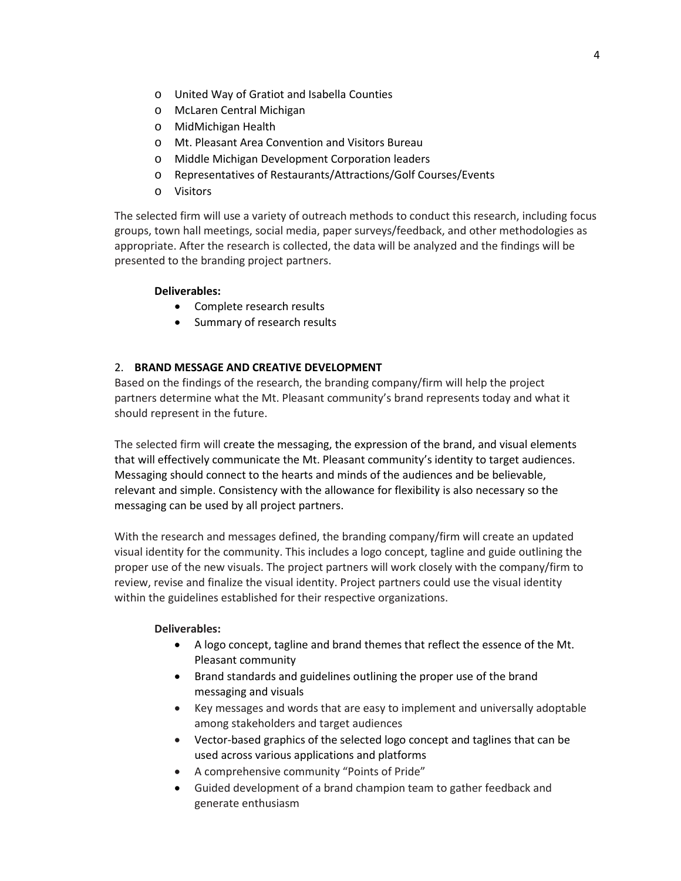- United Way of Gratiot and Isabella Counties
- McLaren Central Michigan
- MidMichigan Health
- Mt. Pleasant Area Convention and Visitors Bureau
- Middle Michigan Development Corporation leaders
- Representatives of Restaurants/Attractions/Golf Courses/Events
- Visitors

The selected firm will use a variety of outreach methods to conduct this research, including focus groups, town hall meetings, social media, paper surveys/feedback, and other methodologies as appropriate. After the research is collected, the data will be analyzed and the findings will be presented to the branding project partners.

**Deliverables:**

- Complete research results
- Summary of research results

2. **BRAND MESSAGE AND CREATIVE DEVELOPMENT**

Based on the findings of the research, the branding company/firm will help the project partners determine what the Mt. Pleasant community's brand represents today and what it should represent in the future.

The selected firm will create the messaging, the expression of the brand, and visual elements that will effectively communicate the Mt. Pleasant community's identity to target audiences. Messaging should connect to the hearts and minds of the audiences and be believable, relevant and simple. Consistency with the allowance for flexibility is also necessary so the messaging can be used by all project partners.

With the research and messages defined, the branding company/firm will create an updated visual identity for the community. This includes a logo concept, tagline and guide outlining the proper use of the new visuals. The project partners will work closely with the company/firm to review, revise and finalize the visual identity. Project partners could use the visual identity within the guidelines established for their respective organizations.

**Deliverables:**

- A logo concept, tagline and brand themes that reflect the essence of the Mt. Pleasant community
- Brand standards and guidelines outlining the proper use of the brand messaging and visuals
- Key messages and words that are easy to implement and universally adoptable among stakeholders and target audiences
- Vector-based graphics of the selected logo concept and taglines that can be used across various applications and platforms
- A comprehensive community "Points of Pride"
- Guided development of a brand champion team to gather feedback and generate enthusiasm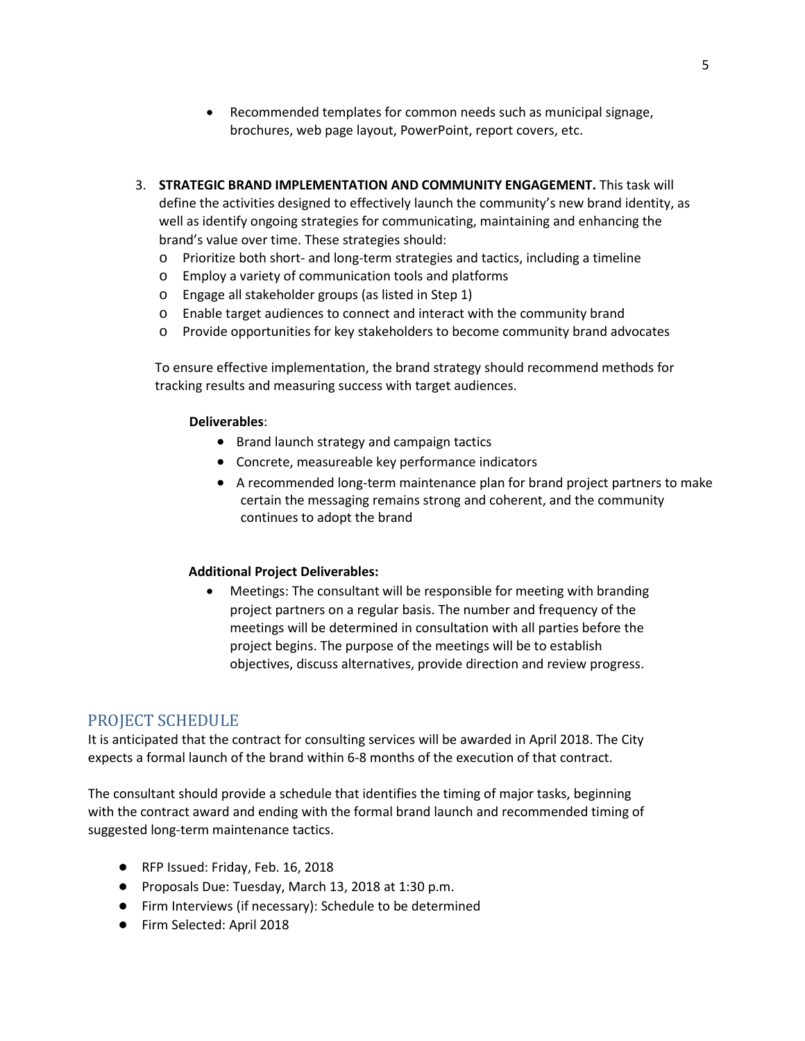- Recommended templates for common needs such as municipal signage, brochures, web page layout, PowerPoint, report covers, etc.

3. **STRATEGIC BRAND IMPLEMENTATION AND COMMUNITY ENGAGEMENT.** This task will define the activities designed to effectively launch the community's new brand identity, as well as identify ongoing strategies for communicating, maintaining and enhancing the brand's value over time. These strategies should:
   - Prioritize both short- and long-term strategies and tactics, including a timeline
   - Employ a variety of communication tools and platforms
   - Engage all stakeholder groups (as listed in Step 1)
   - Enable target audiences to connect and interact with the community brand
   - Provide opportunities for key stakeholders to become community brand advocates

   To ensure effective implementation, the brand strategy should recommend methods for tracking results and measuring success with target audiences.

   **Deliverables**:
   - Brand launch strategy and campaign tactics
   - Concrete, measureable key performance indicators
   - A recommended long-term maintenance plan for brand project partners to make certain the messaging remains strong and coherent, and the community continues to adopt the brand

**Additional Project Deliverables:**

- Meetings: The consultant will be responsible for meeting with branding project partners on a regular basis. The number and frequency of the meetings will be determined in consultation with all parties before the project begins. The purpose of the meetings will be to establish objectives, discuss alternatives, provide direction and review progress.

## PROJECT SCHEDULE

It is anticipated that the contract for consulting services will be awarded in April 2018. The City expects a formal launch of the brand within 6-8 months of the execution of that contract.

The consultant should provide a schedule that identifies the timing of major tasks, beginning with the contract award and ending with the formal brand launch and recommended timing of suggested long-term maintenance tactics.

- RFP Issued: Friday, Feb. 16, 2018
- Proposals Due: Tuesday, March 13, 2018 at 1:30 p.m.
- Firm Interviews (if necessary): Schedule to be determined
- Firm Selected: April 2018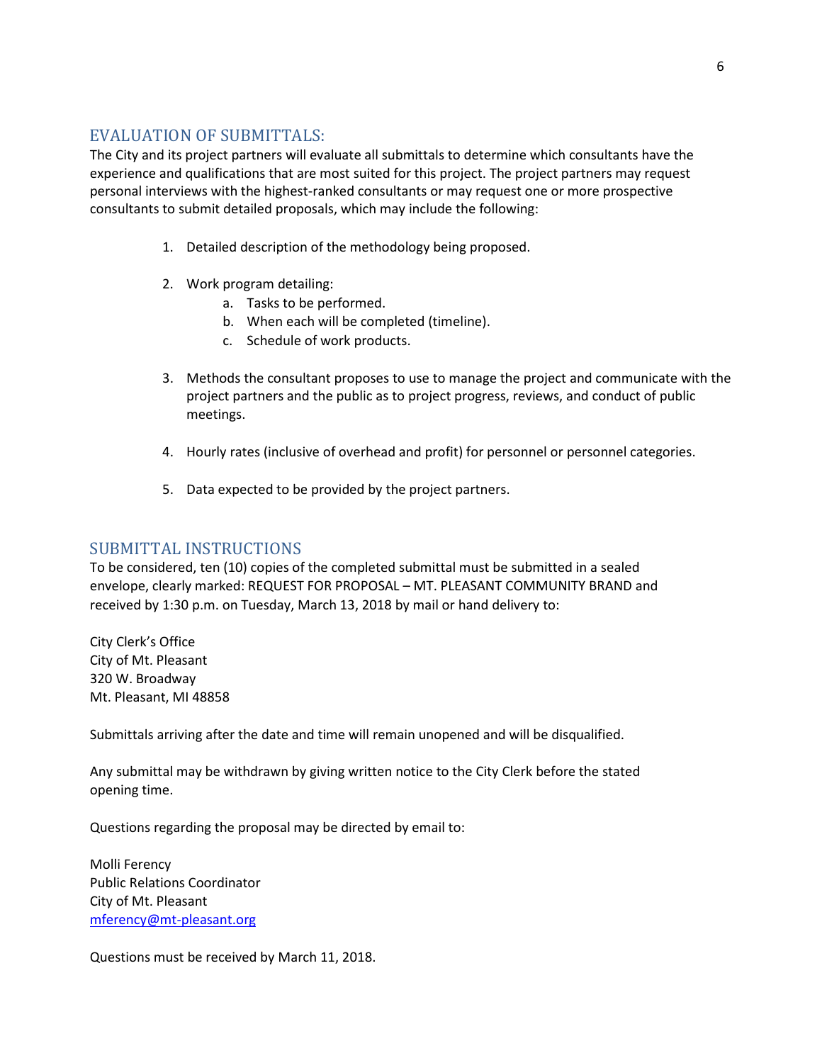## EVALUATION OF SUBMITTALS:

The City and its project partners will evaluate all submittals to determine which consultants have the experience and qualifications that are most suited for this project. The project partners may request personal interviews with the highest-ranked consultants or may request one or more prospective consultants to submit detailed proposals, which may include the following:

1. Detailed description of the methodology being proposed.

2. Work program detailing:
    a. Tasks to be performed.
    b. When each will be completed (timeline).
    c. Schedule of work products.

3. Methods the consultant proposes to use to manage the project and communicate with the project partners and the public as to project progress, reviews, and conduct of public meetings.

4. Hourly rates (inclusive of overhead and profit) for personnel or personnel categories.

5. Data expected to be provided by the project partners.

## SUBMITTAL INSTRUCTIONS

To be considered, ten (10) copies of the completed submittal must be submitted in a sealed envelope, clearly marked: REQUEST FOR PROPOSAL – MT. PLEASANT COMMUNITY BRAND and received by 1:30 p.m. on Tuesday, March 13, 2018 by mail or hand delivery to:

City Clerk's Office
City of Mt. Pleasant
320 W. Broadway
Mt. Pleasant, MI 48858

Submittals arriving after the date and time will remain unopened and will be disqualified.

Any submittal may be withdrawn by giving written notice to the City Clerk before the stated opening time.

Questions regarding the proposal may be directed by email to:

Molli Ferency
Public Relations Coordinator
City of Mt. Pleasant
mferency@mt-pleasant.org

Questions must be received by March 11, 2018.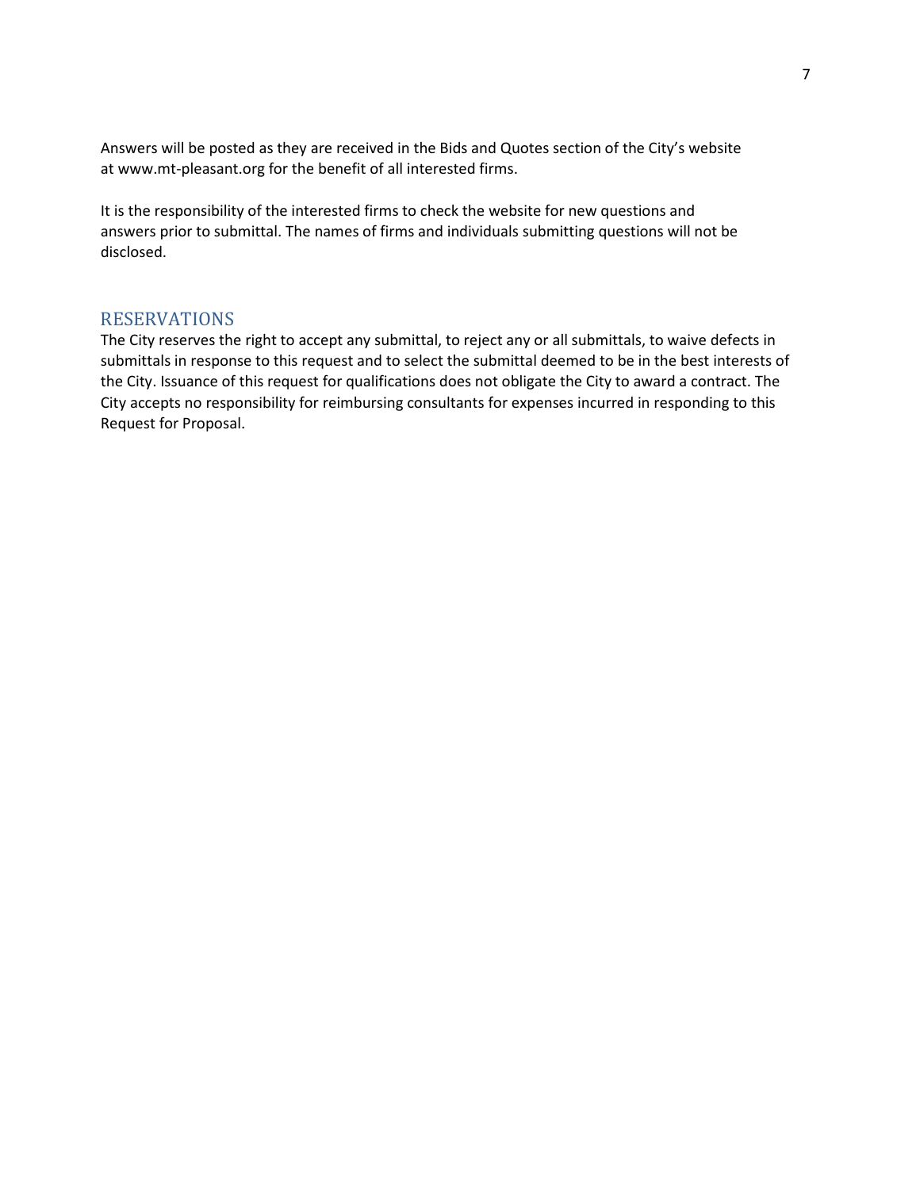Answers will be posted as they are received in the Bids and Quotes section of the City's website at www.mt-pleasant.org for the benefit of all interested firms.

It is the responsibility of the interested firms to check the website for new questions and answers prior to submittal. The names of firms and individuals submitting questions will not be disclosed.

## RESERVATIONS

The City reserves the right to accept any submittal, to reject any or all submittals, to waive defects in submittals in response to this request and to select the submittal deemed to be in the best interests of the City. Issuance of this request for qualifications does not obligate the City to award a contract. The City accepts no responsibility for reimbursing consultants for expenses incurred in responding to this Request for Proposal.